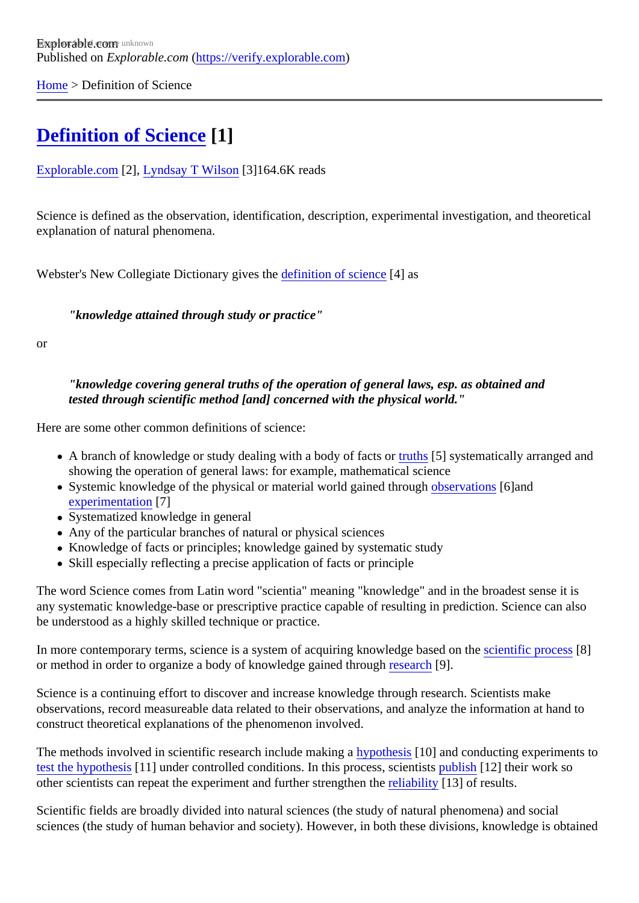Explorable.com
Published on *Explorable.com* (https://verify.explorable.com)

Home > Definition of Science

# Definition of Science [1]

Explorable.com [2], Lyndsay T Wilson [3]164.6K reads

Science is defined as the observation, identification, description, experimental investigation, and theoretical explanation of natural phenomena.

Webster's New Collegiate Dictionary gives the definition of science [4] as

> ***"knowledge attained through study or practice"***

or

> ***"knowledge covering general truths of the operation of general laws, esp. as obtained and tested through scientific method [and] concerned with the physical world."***

Here are some other common definitions of science:

- A branch of knowledge or study dealing with a body of facts or truths [5] systematically arranged and showing the operation of general laws: for example, mathematical science
- Systemic knowledge of the physical or material world gained through observations [6]and experimentation [7]
- Systematized knowledge in general
- Any of the particular branches of natural or physical sciences
- Knowledge of facts or principles; knowledge gained by systematic study
- Skill especially reflecting a precise application of facts or principle

The word Science comes from Latin word "scientia" meaning "knowledge" and in the broadest sense it is any systematic knowledge-base or prescriptive practice capable of resulting in prediction. Science can also be understood as a highly skilled technique or practice.

In more contemporary terms, science is a system of acquiring knowledge based on the scientific process [8] or method in order to organize a body of knowledge gained through research [9].

Science is a continuing effort to discover and increase knowledge through research. Scientists make observations, record measureable data related to their observations, and analyze the information at hand to construct theoretical explanations of the phenomenon involved.

The methods involved in scientific research include making a hypothesis [10] and conducting experiments to test the hypothesis [11] under controlled conditions. In this process, scientists publish [12] their work so other scientists can repeat the experiment and further strengthen the reliability [13] of results.

Scientific fields are broadly divided into natural sciences (the study of natural phenomena) and social sciences (the study of human behavior and society). However, in both these divisions, knowledge is obtained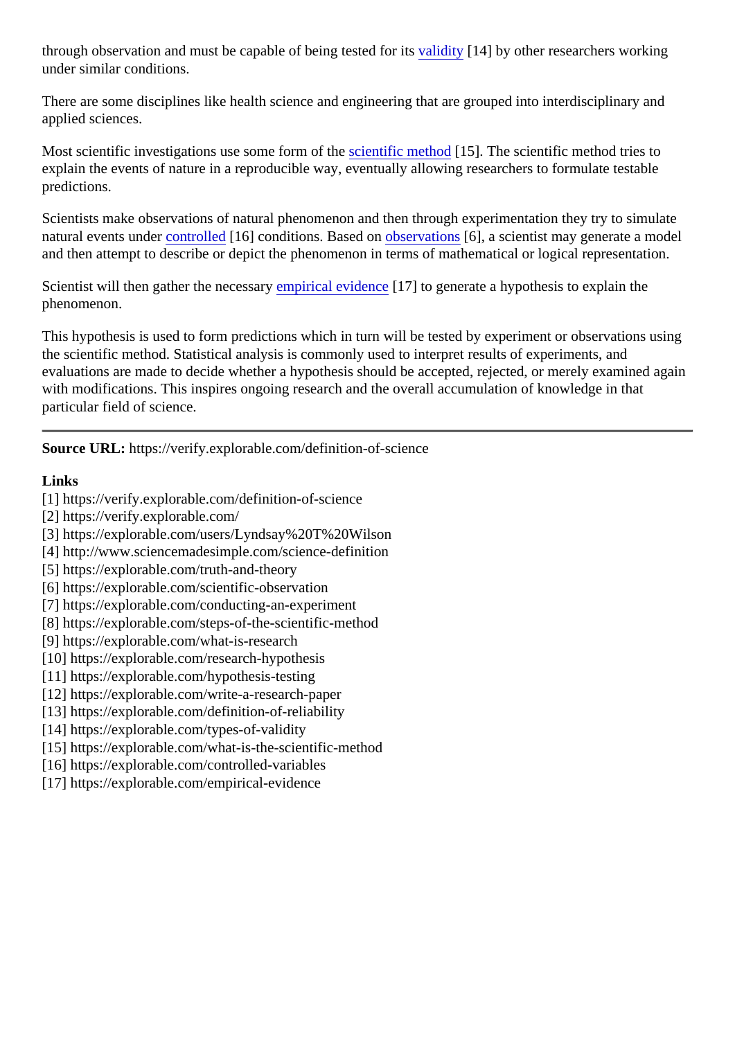through observation and must be capable of being tested for its validity [14] by other researchers working under similar conditions.

There are some disciplines like health science and engineering that are grouped into interdisciplinary and applied sciences.

Most scientific investigations use some form of the scientific method [15]. The scientific method tries to explain the events of nature in a reproducible way, eventually allowing researchers to formulate testable predictions.

Scientists make observations of natural phenomenon and then through experimentation they try to simulate natural events under controlled [16] conditions. Based on observations [6], a scientist may generate a model and then attempt to describe or depict the phenomenon in terms of mathematical or logical representation.

Scientist will then gather the necessary empirical evidence [17] to generate a hypothesis to explain the phenomenon.

This hypothesis is used to form predictions which in turn will be tested by experiment or observations using the scientific method. Statistical analysis is commonly used to interpret results of experiments, and evaluations are made to decide whether a hypothesis should be accepted, rejected, or merely examined again with modifications. This inspires ongoing research and the overall accumulation of knowledge in that particular field of science.

---

**Source URL:** https://verify.explorable.com/definition-of-science

**Links**
[1] https://verify.explorable.com/definition-of-science
[2] https://verify.explorable.com/
[3] https://explorable.com/users/Lyndsay%20T%20Wilson
[4] http://www.sciencemadesimple.com/science-definition
[5] https://explorable.com/truth-and-theory
[6] https://explorable.com/scientific-observation
[7] https://explorable.com/conducting-an-experiment
[8] https://explorable.com/steps-of-the-scientific-method
[9] https://explorable.com/what-is-research
[10] https://explorable.com/research-hypothesis
[11] https://explorable.com/hypothesis-testing
[12] https://explorable.com/write-a-research-paper
[13] https://explorable.com/definition-of-reliability
[14] https://explorable.com/types-of-validity
[15] https://explorable.com/what-is-the-scientific-method
[16] https://explorable.com/controlled-variables
[17] https://explorable.com/empirical-evidence